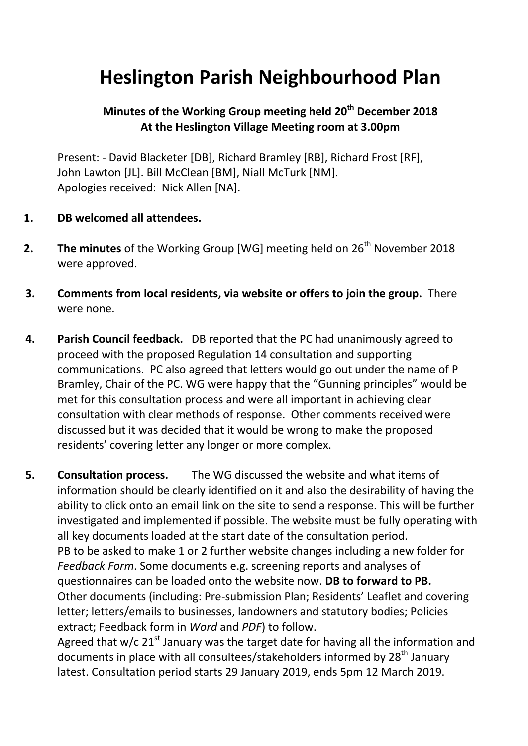# Heslington Parish Neighbourhood Plan

### Minutes of the Working Group meeting held 20th December 2018
### At the Heslington Village Meeting room at 3.00pm

Present: - David Blacketer [DB], Richard Bramley [RB], Richard Frost [RF], John Lawton [JL]. Bill McClean [BM], Niall McTurk [NM].
Apologies received: Nick Allen [NA].

1. **DB welcomed all attendees.**

2. **The minutes** of the Working Group [WG] meeting held on 26th November 2018 were approved.

3. **Comments from local residents, via website or offers to join the group.** There were none.

4. **Parish Council feedback.** DB reported that the PC had unanimously agreed to proceed with the proposed Regulation 14 consultation and supporting communications. PC also agreed that letters would go out under the name of P Bramley, Chair of the PC. WG were happy that the "Gunning principles" would be met for this consultation process and were all important in achieving clear consultation with clear methods of response. Other comments received were discussed but it was decided that it would be wrong to make the proposed residents' covering letter any longer or more complex.

5. **Consultation process.** The WG discussed the website and what items of information should be clearly identified on it and also the desirability of having the ability to click onto an email link on the site to send a response. This will be further investigated and implemented if possible. The website must be fully operating with all key documents loaded at the start date of the consultation period.
PB to be asked to make 1 or 2 further website changes including a new folder for *Feedback Form*. Some documents e.g. screening reports and analyses of questionnaires can be loaded onto the website now. **DB to forward to PB.**
Other documents (including: Pre-submission Plan; Residents' Leaflet and covering letter; letters/emails to businesses, landowners and statutory bodies; Policies extract; Feedback form in *Word* and *PDF*) to follow.
Agreed that w/c 21st January was the target date for having all the information and documents in place with all consultees/stakeholders informed by 28th January latest. Consultation period starts 29 January 2019, ends 5pm 12 March 2019.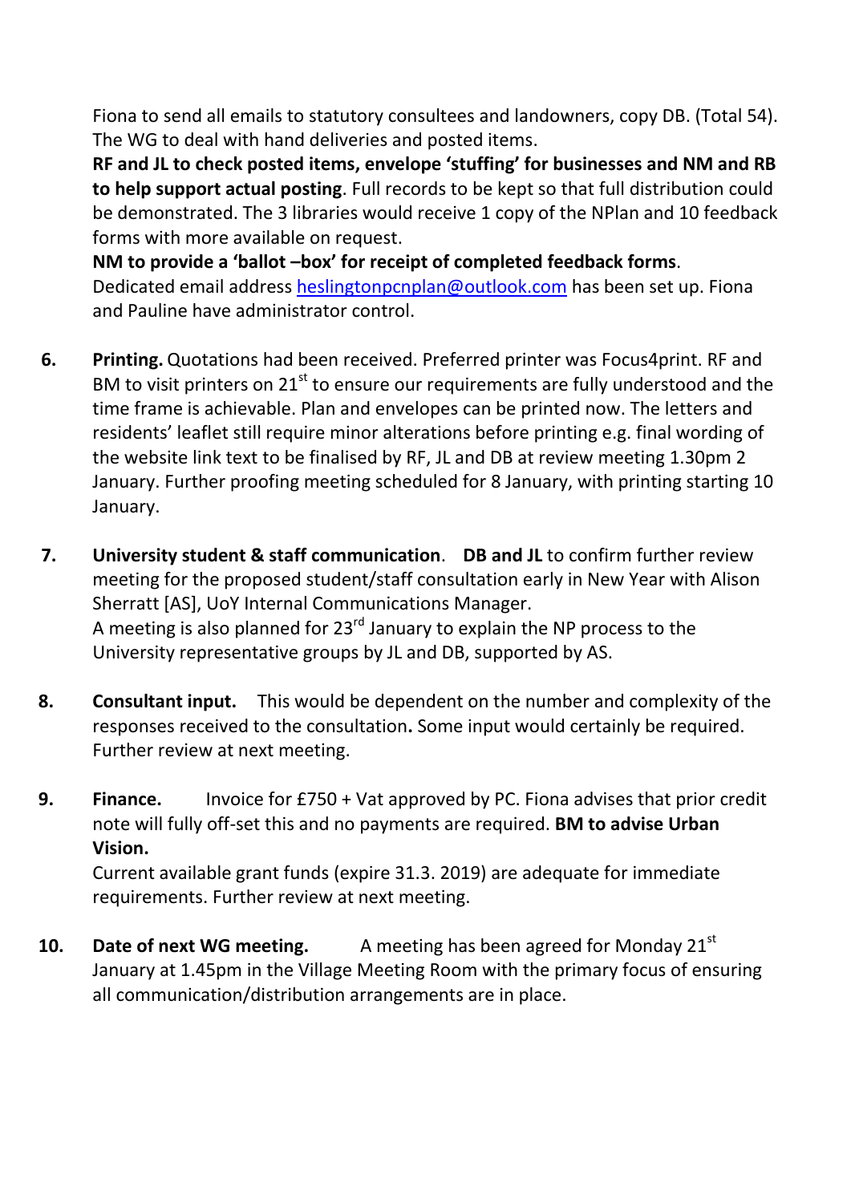Fiona to send all emails to statutory consultees and landowners, copy DB. (Total 54). The WG to deal with hand deliveries and posted items.

**RF and JL to check posted items, envelope 'stuffing' for businesses and NM and RB to help support actual posting**. Full records to be kept so that full distribution could be demonstrated. The 3 libraries would receive 1 copy of the NPlan and 10 feedback forms with more available on request.

**NM to provide a 'ballot –box' for receipt of completed feedback forms**. Dedicated email address heslingtonpcnplan@outlook.com has been set up. Fiona and Pauline have administrator control.

6. **Printing.** Quotations had been received. Preferred printer was Focus4print. RF and BM to visit printers on 21st to ensure our requirements are fully understood and the time frame is achievable. Plan and envelopes can be printed now. The letters and residents' leaflet still require minor alterations before printing e.g. final wording of the website link text to be finalised by RF, JL and DB at review meeting 1.30pm 2 January. Further proofing meeting scheduled for 8 January, with printing starting 10 January.

7. **University student & staff communication**. **DB and JL** to confirm further review meeting for the proposed student/staff consultation early in New Year with Alison Sherratt [AS], UoY Internal Communications Manager.
   A meeting is also planned for 23rd January to explain the NP process to the University representative groups by JL and DB, supported by AS.

8. **Consultant input.** This would be dependent on the number and complexity of the responses received to the consultation**.** Some input would certainly be required. Further review at next meeting.

9. **Finance.** Invoice for £750 + Vat approved by PC. Fiona advises that prior credit note will fully off-set this and no payments are required. **BM to advise Urban Vision.**
   Current available grant funds (expire 31.3. 2019) are adequate for immediate requirements. Further review at next meeting.

10. **Date of next WG meeting.** A meeting has been agreed for Monday 21st January at 1.45pm in the Village Meeting Room with the primary focus of ensuring all communication/distribution arrangements are in place.